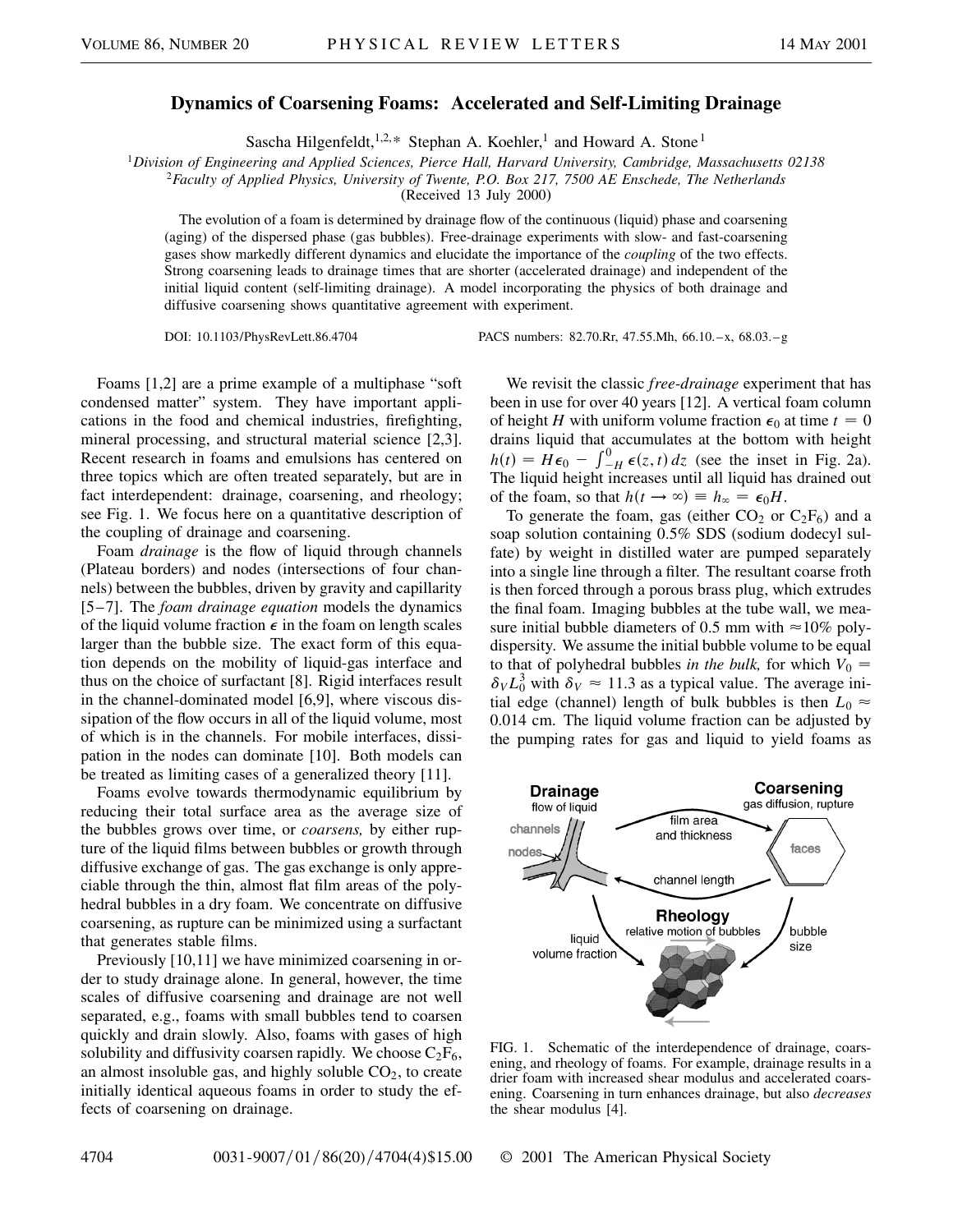# Dynamics of Coarsening Foams: Accelerated and Self-Limiting Drainage

Sascha Hilgenfeldt,[1,2,*] Stephan A. Koehler,[1] and Howard A. Stone[1]

[1]Division of Engineering and Applied Sciences, Pierce Hall, Harvard University, Cambridge, Massachusetts 02138
[2]Faculty of Applied Physics, University of Twente, P.O. Box 217, 7500 AE Enschede, The Netherlands
(Received 13 July 2000)

The evolution of a foam is determined by drainage flow of the continuous (liquid) phase and coarsening (aging) of the dispersed phase (gas bubbles). Free-drainage experiments with slow- and fast-coarsening gases show markedly different dynamics and elucidate the importance of the *coupling* of the two effects. Strong coarsening leads to drainage times that are shorter (accelerated drainage) and independent of the initial liquid content (self-limiting drainage). A model incorporating the physics of both drainage and diffusive coarsening shows quantitative agreement with experiment.

DOI: 10.1103/PhysRevLett.86.4704    PACS numbers: 82.70.Rr, 47.55.Mh, 66.10.–x, 68.03.–g

Foams [1,2] are a prime example of a multiphase "soft condensed matter" system. They have important applications in the food and chemical industries, firefighting, mineral processing, and structural material science [2,3]. Recent research in foams and emulsions has centered on three topics which are often treated separately, but are in fact interdependent: drainage, coarsening, and rheology; see Fig. 1. We focus here on a quantitative description of the coupling of drainage and coarsening.

Foam *drainage* is the flow of liquid through channels (Plateau borders) and nodes (intersections of four channels) between the bubbles, driven by gravity and capillarity [5–7]. The *foam drainage equation* models the dynamics of the liquid volume fraction $\epsilon$ in the foam on length scales larger than the bubble size. The exact form of this equation depends on the mobility of liquid-gas interface and thus on the choice of surfactant [8]. Rigid interfaces result in the channel-dominated model [6,9], where viscous dissipation of the flow occurs in all of the liquid volume, most of which is in the channels. For mobile interfaces, dissipation in the nodes can dominate [10]. Both models can be treated as limiting cases of a generalized theory [11].

Foams evolve towards thermodynamic equilibrium by reducing their total surface area as the average size of the bubbles grows over time, or *coarsens,* by either rupture of the liquid films between bubbles or growth through diffusive exchange of gas. The gas exchange is only appreciable through the thin, almost flat film areas of the polyhedral bubbles in a dry foam. We concentrate on diffusive coarsening, as rupture can be minimized using a surfactant that generates stable films.

Previously [10,11] we have minimized coarsening in order to study drainage alone. In general, however, the time scales of diffusive coarsening and drainage are not well separated, e.g., foams with small bubbles tend to coarsen quickly and drain slowly. Also, foams with gases of high solubility and diffusivity coarsen rapidly. We choose $C_2F_6$, an almost insoluble gas, and highly soluble $CO_2$, to create initially identical aqueous foams in order to study the effects of coarsening on drainage.

We revisit the classic *free-drainage* experiment that has been in use for over 40 years [12]. A vertical foam column of height $H$ with uniform volume fraction $\epsilon_0$ at time $t = 0$ drains liquid that accumulates at the bottom with height $h(t) = H\epsilon_0 - \int_{-H}^{0} \epsilon(z,t)\,dz$ (see the inset in Fig. 2a). The liquid height increases until all liquid has drained out of the foam, so that $h(t \to \infty) \equiv h_\infty = \epsilon_0 H$.

To generate the foam, gas (either $CO_2$ or $C_2F_6$) and a soap solution containing 0.5% SDS (sodium dodecyl sulfate) by weight in distilled water are pumped separately into a single line through a filter. The resultant coarse froth is then forced through a porous brass plug, which extrudes the final foam. Imaging bubbles at the tube wall, we measure initial bubble diameters of 0.5 mm with $\approx$10% polydispersity. We assume the initial bubble volume to be equal to that of polyhedral bubbles *in the bulk,* for which $V_0 = \delta_V L_0^3$ with $\delta_V \approx 11.3$ as a typical value. The average initial edge (channel) length of bulk bubbles is then $L_0 \approx 0.014$ cm. The liquid volume fraction can be adjusted by the pumping rates for gas and liquid to yield foams as

FIG. 1. Schematic of the interdependence of drainage, coarsening, and rheology of foams. For example, drainage results in a drier foam with increased shear modulus and accelerated coarsening. Coarsening in turn enhances drainage, but also *decreases* the shear modulus [4].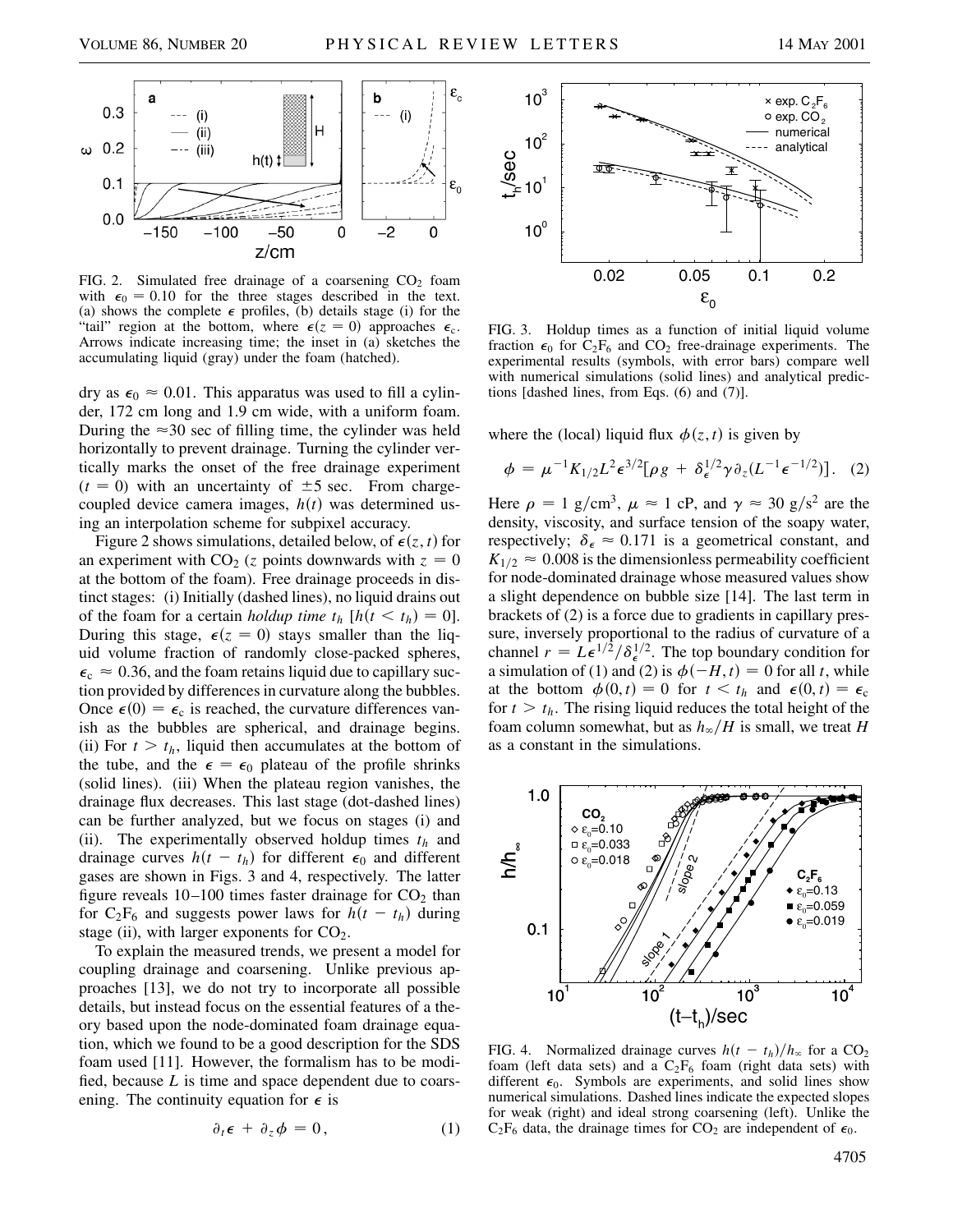FIG. 2. Simulated free drainage of a coarsening $CO_2$ foam with $\epsilon_0 = 0.10$ for the three stages described in the text. (a) shows the complete $\epsilon$ profiles, (b) details stage (i) for the "tail" region at the bottom, where $\epsilon(z = 0)$ approaches $\epsilon_c$. Arrows indicate increasing time; the inset in (a) sketches the accumulating liquid (gray) under the foam (hatched).

dry as $\epsilon_0 \approx 0.01$. This apparatus was used to fill a cylinder, 172 cm long and 1.9 cm wide, with a uniform foam. During the $\approx$30 sec of filling time, the cylinder was held horizontally to prevent drainage. Turning the cylinder vertically marks the onset of the free drainage experiment ($t = 0$) with an uncertainty of $\pm 5$ sec. From charge-coupled device camera images, $h(t)$ was determined using an interpolation scheme for subpixel accuracy.

Figure 2 shows simulations, detailed below, of $\epsilon(z,t)$ for an experiment with $CO_2$ ($z$ points downwards with $z = 0$ at the bottom of the foam). Free drainage proceeds in distinct stages: (i) Initially (dashed lines), no liquid drains out of the foam for a certain *holdup time* $t_h$ [$h(t < t_h) = 0$]. During this stage, $\epsilon(z = 0)$ stays smaller than the liquid volume fraction of randomly close-packed spheres, $\epsilon_c \approx 0.36$, and the foam retains liquid due to capillary suction provided by differences in curvature along the bubbles. Once $\epsilon(0) = \epsilon_c$ is reached, the curvature differences vanish as the bubbles are spherical, and drainage begins. (ii) For $t > t_h$, liquid then accumulates at the bottom of the tube, and the $\epsilon = \epsilon_0$ plateau of the profile shrinks (solid lines). (iii) When the plateau region vanishes, the drainage flux decreases. This last stage (dot-dashed lines) can be further analyzed, but we focus on stages (i) and (ii). The experimentally observed holdup times $t_h$ and drainage curves $h(t - t_h)$ for different $\epsilon_0$ and different gases are shown in Figs. 3 and 4, respectively. The latter figure reveals 10–100 times faster drainage for $CO_2$ than for $C_2F_6$ and suggests power laws for $h(t - t_h)$ during stage (ii), with larger exponents for $CO_2$.

To explain the measured trends, we present a model for coupling drainage and coarsening. Unlike previous approaches [13], we do not try to incorporate all possible details, but instead focus on the essential features of a theory based upon the node-dominated foam drainage equation, which we found to be a good description for the SDS foam used [11]. However, the formalism has to be modified, because $L$ is time and space dependent due to coarsening. The continuity equation for $\epsilon$ is

$$\partial_t \epsilon + \partial_z \phi = 0, \qquad (1)$$

FIG. 3. Holdup times as a function of initial liquid volume fraction $\epsilon_0$ for $C_2F_6$ and $CO_2$ free-drainage experiments. The experimental results (symbols, with error bars) compare well with numerical simulations (solid lines) and analytical predictions [dashed lines, from Eqs. (6) and (7)].

where the (local) liquid flux $\phi(z,t)$ is given by

$$\phi = \mu^{-1} K_{1/2} L^2 \epsilon^{3/2} [\rho g + \delta_\epsilon^{1/2} \gamma \partial_z (L^{-1} \epsilon^{-1/2})]. \qquad (2)$$

Here $\rho = 1\ \mathrm{g/cm^3}$, $\mu \approx 1$ cP, and $\gamma \approx 30\ \mathrm{g/s^2}$ are the density, viscosity, and surface tension of the soapy water, respectively; $\delta_\epsilon \approx 0.171$ is a geometrical constant, and $K_{1/2} \approx 0.008$ is the dimensionless permeability coefficient for node-dominated drainage whose measured values show a slight dependence on bubble size [14]. The last term in brackets of (2) is a force due to gradients in capillary pressure, inversely proportional to the radius of curvature of a channel $r = L\epsilon^{1/2}/\delta_\epsilon^{1/2}$. The top boundary condition for a simulation of (1) and (2) is $\phi(-H, t) = 0$ for all $t$, while at the bottom $\phi(0,t) = 0$ for $t < t_h$ and $\epsilon(0,t) = \epsilon_c$ for $t > t_h$. The rising liquid reduces the total height of the foam column somewhat, but as $h_\infty/H$ is small, we treat $H$ as a constant in the simulations.

FIG. 4. Normalized drainage curves $h(t - t_h)/h_\infty$ for a $CO_2$ foam (left data sets) and a $C_2F_6$ foam (right data sets) with different $\epsilon_0$. Symbols are experiments, and solid lines show numerical simulations. Dashed lines indicate the expected slopes for weak (right) and ideal strong coarsening (left). Unlike the $C_2F_6$ data, the drainage times for $CO_2$ are independent of $\epsilon_0$.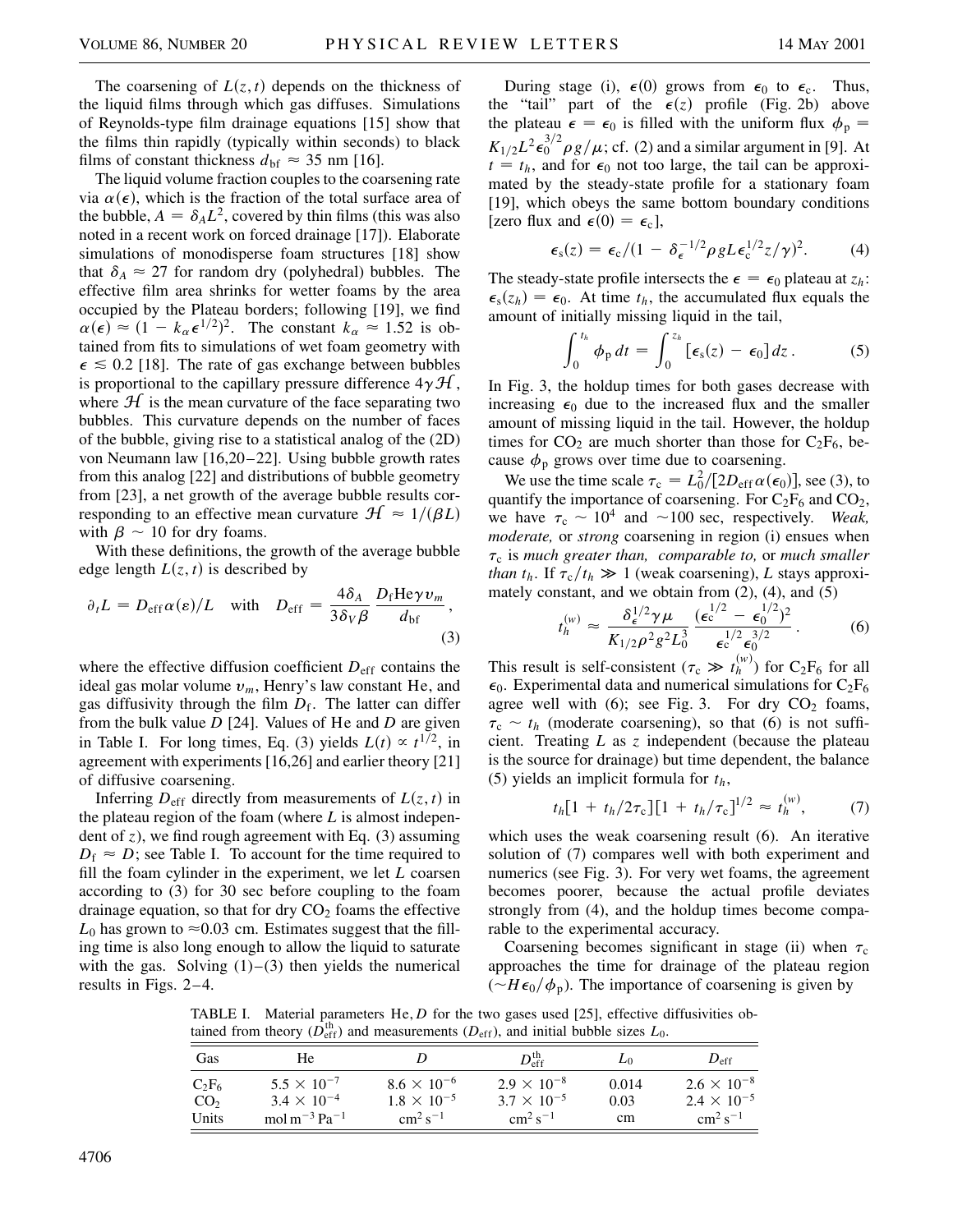The coarsening of $L(z, t)$ depends on the thickness of the liquid films through which gas diffuses. Simulations of Reynolds-type film drainage equations [15] show that the films thin rapidly (typically within seconds) to black films of constant thickness $d_{bf} \approx 35$ nm [16].

The liquid volume fraction couples to the coarsening rate via $\alpha(\epsilon)$, which is the fraction of the total surface area of the bubble, $A = \delta_A L^2$, covered by thin films (this was also noted in a recent work on forced drainage [17]). Elaborate simulations of monodisperse foam structures [18] show that $\delta_A \approx 27$ for random dry (polyhedral) bubbles. The effective film area shrinks for wetter foams by the area occupied by the Plateau borders; following [19], we find $\alpha(\epsilon) \approx (1 - k_\alpha \epsilon^{1/2})^2$. The constant $k_\alpha \approx 1.52$ is obtained from fits to simulations of wet foam geometry with $\epsilon \lesssim 0.2$ [18]. The rate of gas exchange between bubbles is proportional to the capillary pressure difference $4\gamma\mathcal{H}$, where $\mathcal{H}$ is the mean curvature of the face separating two bubbles. This curvature depends on the number of faces of the bubble, giving rise to a statistical analog of the (2D) von Neumann law [16,20–22]. Using bubble growth rates from this analog [22] and distributions of bubble geometry from [23], a net growth of the average bubble results corresponding to an effective mean curvature $\mathcal{H} \approx 1/(\beta L)$ with $\beta \sim 10$ for dry foams.

With these definitions, the growth of the average bubble edge length $L(z, t)$ is described by

$$\partial_t L = D_{\rm eff}\alpha(\varepsilon)/L \quad \text{with} \quad D_{\rm eff} = \frac{4\delta_A}{3\delta_V \beta} \frac{D_f \mathrm{He}\gamma v_m}{d_{bf}}, \tag{3}$$

where the effective diffusion coefficient $D_{\rm eff}$ contains the ideal gas molar volume $v_m$, Henry's law constant He, and gas diffusivity through the film $D_f$. The latter can differ from the bulk value $D$ [24]. Values of He and $D$ are given in Table I. For long times, Eq. (3) yields $L(t) \propto t^{1/2}$, in agreement with experiments [16,26] and earlier theory [21] of diffusive coarsening.

Inferring $D_{\rm eff}$ directly from measurements of $L(z, t)$ in the plateau region of the foam (where $L$ is almost independent of $z$), we find rough agreement with Eq. (3) assuming $D_f \approx D$; see Table I. To account for the time required to fill the foam cylinder in the experiment, we let $L$ coarsen according to (3) for 30 sec before coupling to the foam drainage equation, so that for dry $CO_2$ foams the effective $L_0$ has grown to $\approx 0.03$ cm. Estimates suggest that the filling time is also long enough to allow the liquid to saturate with the gas. Solving (1)–(3) then yields the numerical results in Figs. 2–4.

During stage (i), $\epsilon(0)$ grows from $\epsilon_0$ to $\epsilon_c$. Thus, the "tail" part of the $\epsilon(z)$ profile (Fig. 2b) above the plateau $\epsilon = \epsilon_0$ is filled with the uniform flux $\phi_p = K_{1/2} L^2 \epsilon_0^{3/2} \rho g/\mu$; cf. (2) and a similar argument in [9]. At $t = t_h$, and for $\epsilon_0$ not too large, the tail can be approximated by the steady-state profile for a stationary foam [19], which obeys the same bottom boundary conditions [zero flux and $\epsilon(0) = \epsilon_c$],

$$\epsilon_s(z) = \epsilon_c/(1 - \delta_\epsilon^{-1/2}\rho g L \epsilon_c^{1/2} z/\gamma)^2. \tag{4}$$

The steady-state profile intersects the $\epsilon = \epsilon_0$ plateau at $z_h$: $\epsilon_s(z_h) = \epsilon_0$. At time $t_h$, the accumulated flux equals the amount of initially missing liquid in the tail,

$$\int_0^{t_h} \phi_p \, dt = \int_0^{z_h} [\epsilon_s(z) - \epsilon_0] \, dz. \tag{5}$$

In Fig. 3, the holdup times for both gases decrease with increasing $\epsilon_0$ due to the increased flux and the smaller amount of missing liquid in the tail. However, the holdup times for $CO_2$ are much shorter than those for $C_2F_6$, because $\phi_p$ grows over time due to coarsening.

We use the time scale $\tau_c = L_0^2/[2D_{\rm eff}\alpha(\epsilon_0)]$, see (3), to quantify the importance of coarsening. For $C_2F_6$ and $CO_2$, we have $\tau_c \sim 10^4$ and $\sim 100$ sec, respectively. *Weak, moderate,* or *strong* coarsening in region (i) ensues when $\tau_c$ is *much greater than, comparable to,* or *much smaller than* $t_h$. If $\tau_c/t_h \gg 1$ (weak coarsening), $L$ stays approximately constant, and we obtain from (2), (4), and (5)

$$t_h^{(w)} \approx \frac{\delta_\epsilon^{1/2}\gamma\mu}{K_{1/2}\rho^2 g^2 L_0^3} \frac{(\epsilon_c^{1/2} - \epsilon_0^{1/2})^2}{\epsilon_c^{1/2}\epsilon_0^{3/2}}. \tag{6}$$

This result is self-consistent ($\tau_c \gg t_h^{(w)}$) for $C_2F_6$ for all $\epsilon_0$. Experimental data and numerical simulations for $C_2F_6$ agree well with (6); see Fig. 3. For dry $CO_2$ foams, $\tau_c \sim t_h$ (moderate coarsening), so that (6) is not sufficient. Treating $L$ as $z$ independent (because the plateau is the source for drainage) but time dependent, the balance (5) yields an implicit formula for $t_h$,

$$t_h[1 + t_h/2\tau_c][1 + t_h/\tau_c]^{1/2} \approx t_h^{(w)}, \tag{7}$$

which uses the weak coarsening result (6). An iterative solution of (7) compares well with both experiment and numerics (see Fig. 3). For very wet foams, the agreement becomes poorer, because the actual profile deviates strongly from (4), and the holdup times become comparable to the experimental accuracy.

Coarsening becomes significant in stage (ii) when $\tau_c$ approaches the time for drainage of the plateau region ($\sim H\epsilon_0/\phi_p$). The importance of coarsening is given by

TABLE I. Material parameters He, $D$ for the two gases used [25], effective diffusivities obtained from theory ($D_{\rm eff}^{\rm th}$) and measurements ($D_{\rm eff}$), and initial bubble sizes $L_0$.

| Gas | He | $D$ | $D_{\rm eff}^{\rm th}$ | $L_0$ | $D_{\rm eff}$ |
|---|---|---|---|---|---|
| $C_2F_6$ | $5.5 \times 10^{-7}$ | $8.6 \times 10^{-6}$ | $2.9 \times 10^{-8}$ | 0.014 | $2.6 \times 10^{-8}$ |
| $CO_2$ | $3.4 \times 10^{-4}$ | $1.8 \times 10^{-5}$ | $3.7 \times 10^{-5}$ | 0.03 | $2.4 \times 10^{-5}$ |
| Units | mol m$^{-3}$ Pa$^{-1}$ | cm$^2$ s$^{-1}$ | cm$^2$ s$^{-1}$ | cm | cm$^2$ s$^{-1}$ |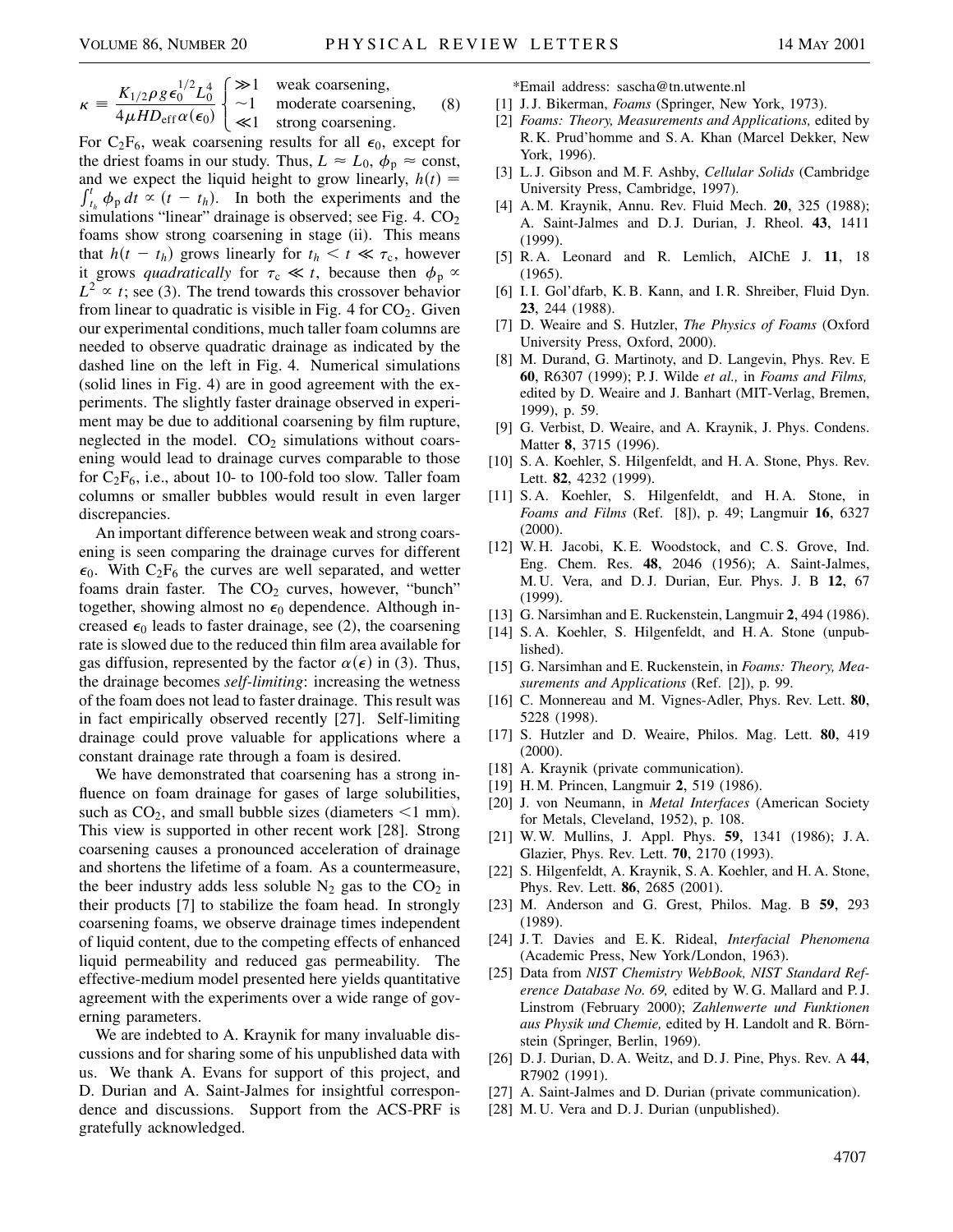$$\kappa \equiv \frac{K_{1/2}\rho g \epsilon_0^{1/2} L_0^4}{4\mu H D_{\text{eff}} \alpha(\epsilon_0)} \begin{cases} \gg 1 & \text{weak coarsening,} \\ \sim 1 & \text{moderate coarsening,} \\ \ll 1 & \text{strong coarsening.} \end{cases} \quad (8)$$

For $C_2F_6$, weak coarsening results for all $\epsilon_0$, except for the driest foams in our study. Thus, $L \approx L_0$, $\phi_p \approx$ const, and we expect the liquid height to grow linearly, $h(t) = \int_{t_h}^{t} \phi_p \, dt \propto (t - t_h)$. In both the experiments and the simulations "linear" drainage is observed; see Fig. 4. $CO_2$ foams show strong coarsening in stage (ii). This means that $h(t - t_h)$ grows linearly for $t_h < t \ll \tau_c$, however it grows *quadratically* for $\tau_c \ll t$, because then $\phi_p \propto L^2 \propto t$; see (3). The trend towards this crossover behavior from linear to quadratic is visible in Fig. 4 for $CO_2$. Given our experimental conditions, much taller foam columns are needed to observe quadratic drainage as indicated by the dashed line on the left in Fig. 4. Numerical simulations (solid lines in Fig. 4) are in good agreement with the experiments. The slightly faster drainage observed in experiment may be due to additional coarsening by film rupture, neglected in the model. $CO_2$ simulations without coarsening would lead to drainage curves comparable to those for $C_2F_6$, i.e., about 10- to 100-fold too slow. Taller foam columns or smaller bubbles would result in even larger discrepancies.

An important difference between weak and strong coarsening is seen comparing the drainage curves for different $\epsilon_0$. With $C_2F_6$ the curves are well separated, and wetter foams drain faster. The $CO_2$ curves, however, "bunch" together, showing almost no $\epsilon_0$ dependence. Although increased $\epsilon_0$ leads to faster drainage, see (2), the coarsening rate is slowed due to the reduced thin film area available for gas diffusion, represented by the factor $\alpha(\epsilon)$ in (3). Thus, the drainage becomes *self-limiting*: increasing the wetness of the foam does not lead to faster drainage. This result was in fact empirically observed recently [27]. Self-limiting drainage could prove valuable for applications where a constant drainage rate through a foam is desired.

We have demonstrated that coarsening has a strong influence on foam drainage for gases of large solubilities, such as $CO_2$, and small bubble sizes (diameters <1 mm). This view is supported in other recent work [28]. Strong coarsening causes a pronounced acceleration of drainage and shortens the lifetime of a foam. As a countermeasure, the beer industry adds less soluble $N_2$ gas to the $CO_2$ in their products [7] to stabilize the foam head. In strongly coarsening foams, we observe drainage times independent of liquid content, due to the competing effects of enhanced liquid permeability and reduced gas permeability. The effective-medium model presented here yields quantitative agreement with the experiments over a wide range of governing parameters.

We are indebted to A. Kraynik for many invaluable discussions and for sharing some of his unpublished data with us. We thank A. Evans for support of this project, and D. Durian and A. Saint-Jalmes for insightful correspondence and discussions. Support from the ACS-PRF is gratefully acknowledged.

*Email address: sascha@tn.utwente.nl

[1] J. J. Bikerman, *Foams* (Springer, New York, 1973).

[2] *Foams: Theory, Measurements and Applications,* edited by R. K. Prud'homme and S. A. Khan (Marcel Dekker, New York, 1996).

[3] L. J. Gibson and M. F. Ashby, *Cellular Solids* (Cambridge University Press, Cambridge, 1997).

[4] A. M. Kraynik, Annu. Rev. Fluid Mech. **20**, 325 (1988); A. Saint-Jalmes and D. J. Durian, J. Rheol. **43**, 1411 (1999).

[5] R. A. Leonard and R. Lemlich, AIChE J. **11**, 18 (1965).

[6] I. I. Gol'dfarb, K. B. Kann, and I. R. Shreiber, Fluid Dyn. **23**, 244 (1988).

[7] D. Weaire and S. Hutzler, *The Physics of Foams* (Oxford University Press, Oxford, 2000).

[8] M. Durand, G. Martinoty, and D. Langevin, Phys. Rev. E **60**, R6307 (1999); P. J. Wilde *et al.,* in *Foams and Films,* edited by D. Weaire and J. Banhart (MIT-Verlag, Bremen, 1999), p. 59.

[9] G. Verbist, D. Weaire, and A. Kraynik, J. Phys. Condens. Matter **8**, 3715 (1996).

[10] S. A. Koehler, S. Hilgenfeldt, and H. A. Stone, Phys. Rev. Lett. **82**, 4232 (1999).

[11] S. A. Koehler, S. Hilgenfeldt, and H. A. Stone, in *Foams and Films* (Ref. [8]), p. 49; Langmuir **16**, 6327 (2000).

[12] W. H. Jacobi, K. E. Woodstock, and C. S. Grove, Ind. Eng. Chem. Res. **48**, 2046 (1956); A. Saint-Jalmes, M. U. Vera, and D. J. Durian, Eur. Phys. J. B **12**, 67 (1999).

[13] G. Narsimhan and E. Ruckenstein, Langmuir **2**, 494 (1986).

[14] S. A. Koehler, S. Hilgenfeldt, and H. A. Stone (unpublished).

[15] G. Narsimhan and E. Ruckenstein, in *Foams: Theory, Measurements and Applications* (Ref. [2]), p. 99.

[16] C. Monnereau and M. Vignes-Adler, Phys. Rev. Lett. **80**, 5228 (1998).

[17] S. Hutzler and D. Weaire, Philos. Mag. Lett. **80**, 419 (2000).

[18] A. Kraynik (private communication).

[19] H. M. Princen, Langmuir **2**, 519 (1986).

[20] J. von Neumann, in *Metal Interfaces* (American Society for Metals, Cleveland, 1952), p. 108.

[21] W. W. Mullins, J. Appl. Phys. **59**, 1341 (1986); J. A. Glazier, Phys. Rev. Lett. **70**, 2170 (1993).

[22] S. Hilgenfeldt, A. Kraynik, S. A. Koehler, and H. A. Stone, Phys. Rev. Lett. **86**, 2685 (2001).

[23] M. Anderson and G. Grest, Philos. Mag. B **59**, 293 (1989).

[24] J. T. Davies and E. K. Rideal, *Interfacial Phenomena* (Academic Press, New York/London, 1963).

[25] Data from *NIST Chemistry WebBook, NIST Standard Reference Database No. 69,* edited by W. G. Mallard and P. J. Linstrom (February 2000); *Zahlenwerte und Funktionen aus Physik und Chemie,* edited by H. Landolt and R. Börnstein (Springer, Berlin, 1969).

[26] D. J. Durian, D. A. Weitz, and D. J. Pine, Phys. Rev. A **44**, R7902 (1991).

[27] A. Saint-Jalmes and D. Durian (private communication).

[28] M. U. Vera and D. J. Durian (unpublished).